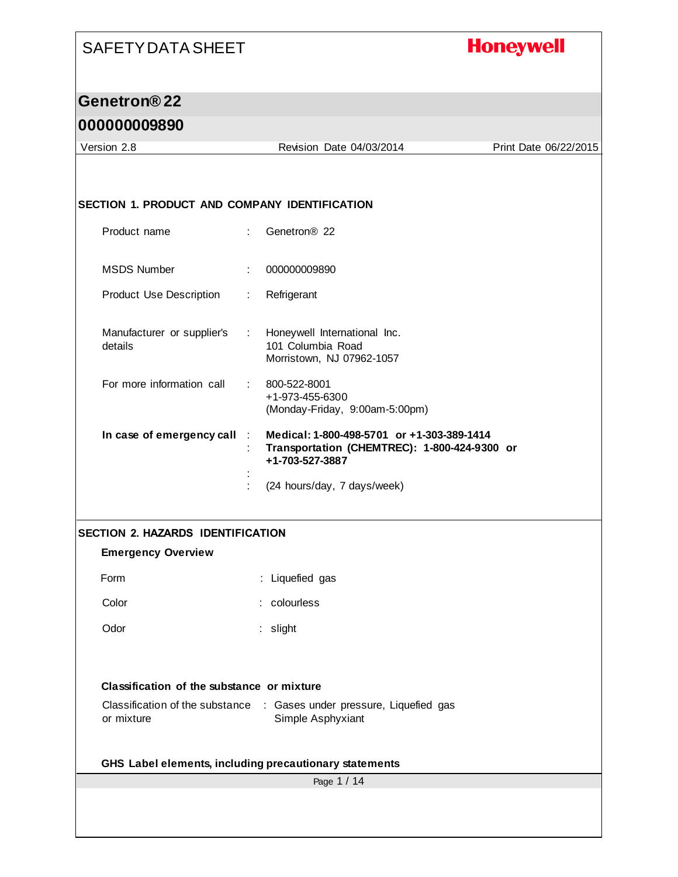# SAFETY DATA SHEET

**Honeywell**

## Genetron® 22

## 000000009890

Version 2.8 | Revision Date 04/03/2014 | Print Date 06/22/2015

### SECTION 1. PRODUCT AND COMPANY IDENTIFICATION

| | | |
|---|---|---|
| Product name | : | Genetron® 22 |
| MSDS Number | : | 000000009890 |
| Product Use Description | : | Refrigerant |
| Manufacturer or supplier's details | : | Honeywell International Inc.<br>101 Columbia Road<br>Morristown, NJ 07962-1057 |
| For more information call | : | 800-522-8001<br>+1-973-455-6300<br>(Monday-Friday, 9:00am-5:00pm) |
| **In case of emergency call** | : | **Medical: 1-800-498-5701 or +1-303-389-1414** |
| | : | **Transportation (CHEMTREC): 1-800-424-9300 or +1-703-527-3887** |
| | : | |
| | : | (24 hours/day, 7 days/week) |

### SECTION 2. HAZARDS IDENTIFICATION

**Emergency Overview**

| | | |
|---|---|---|
| Form | : | Liquefied gas |
| Color | : | colourless |
| Odor | : | slight |

**Classification of the substance or mixture**

| | | |
|---|---|---|
| Classification of the substance or mixture | : | Gases under pressure, Liquefied gas<br>Simple Asphyxiant |

**GHS Label elements, including precautionary statements**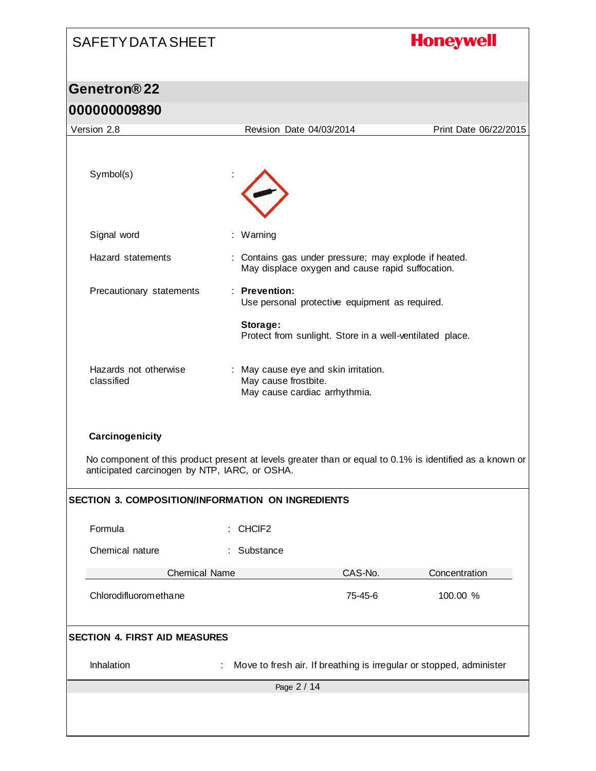Symbol(s) :

Signal word : Warning

Hazard statements : Contains gas under pressure; may explode if heated.
May displace oxygen and cause rapid suffocation.

Precautionary statements : **Prevention:**
Use personal protective equipment as required.

**Storage:**
Protect from sunlight. Store in a well-ventilated place.

Hazards not otherwise classified : May cause eye and skin irritation.
May cause frostbite.
May cause cardiac arrhythmia.

**Carcinogenicity**

No component of this product present at levels greater than or equal to 0.1% is identified as a known or anticipated carcinogen by NTP, IARC, or OSHA.

## SECTION 3. COMPOSITION/INFORMATION ON INGREDIENTS

Formula : $CHClF_2$

Chemical nature : Substance

| Chemical Name | CAS-No. | Concentration |
|---|---|---|
| Chlorodifluoromethane | 75-45-6 | 100.00 % |

## SECTION 4. FIRST AID MEASURES

Inhalation : Move to fresh air. If breathing is irregular or stopped, administer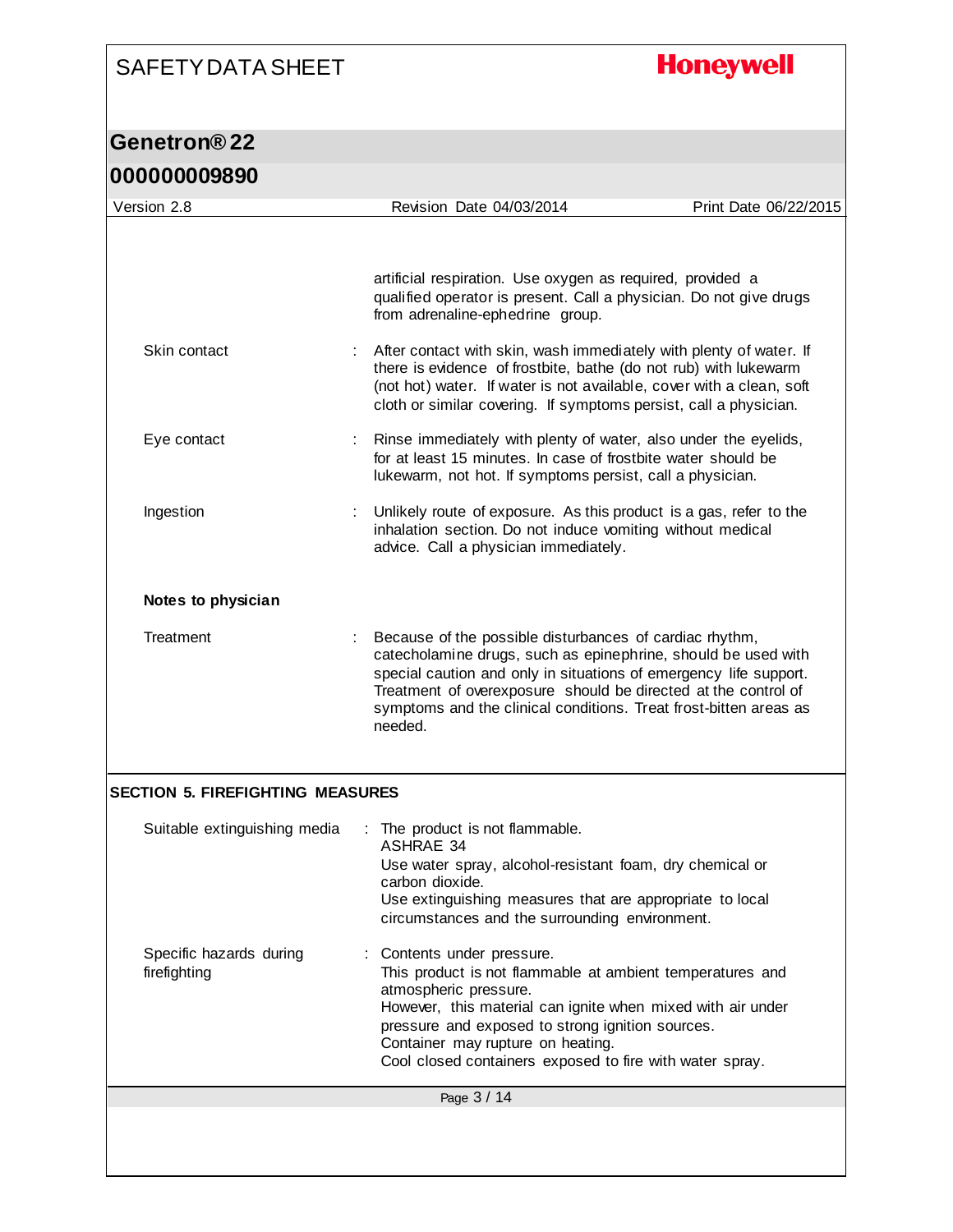artificial respiration. Use oxygen as required, provided a qualified operator is present. Call a physician. Do not give drugs from adrenaline-ephedrine group.

| | | |
|---|---|---|
| Skin contact | : | After contact with skin, wash immediately with plenty of water. If there is evidence of frostbite, bathe (do not rub) with lukewarm (not hot) water. If water is not available, cover with a clean, soft cloth or similar covering. If symptoms persist, call a physician. |
| Eye contact | : | Rinse immediately with plenty of water, also under the eyelids, for at least 15 minutes. In case of frostbite water should be lukewarm, not hot. If symptoms persist, call a physician. |
| Ingestion | : | Unlikely route of exposure. As this product is a gas, refer to the inhalation section. Do not induce vomiting without medical advice. Call a physician immediately. |

**Notes to physician**

| | | |
|---|---|---|
| Treatment | : | Because of the possible disturbances of cardiac rhythm, catecholamine drugs, such as epinephrine, should be used with special caution and only in situations of emergency life support. Treatment of overexposure should be directed at the control of symptoms and the clinical conditions. Treat frost-bitten areas as needed. |

## SECTION 5. FIREFIGHTING MEASURES

| | | |
|---|---|---|
| Suitable extinguishing media | : | The product is not flammable.<br>ASHRAE 34<br>Use water spray, alcohol-resistant foam, dry chemical or carbon dioxide.<br>Use extinguishing measures that are appropriate to local circumstances and the surrounding environment. |
| Specific hazards during firefighting | : | Contents under pressure.<br>This product is not flammable at ambient temperatures and atmospheric pressure.<br>However, this material can ignite when mixed with air under pressure and exposed to strong ignition sources.<br>Container may rupture on heating.<br>Cool closed containers exposed to fire with water spray. |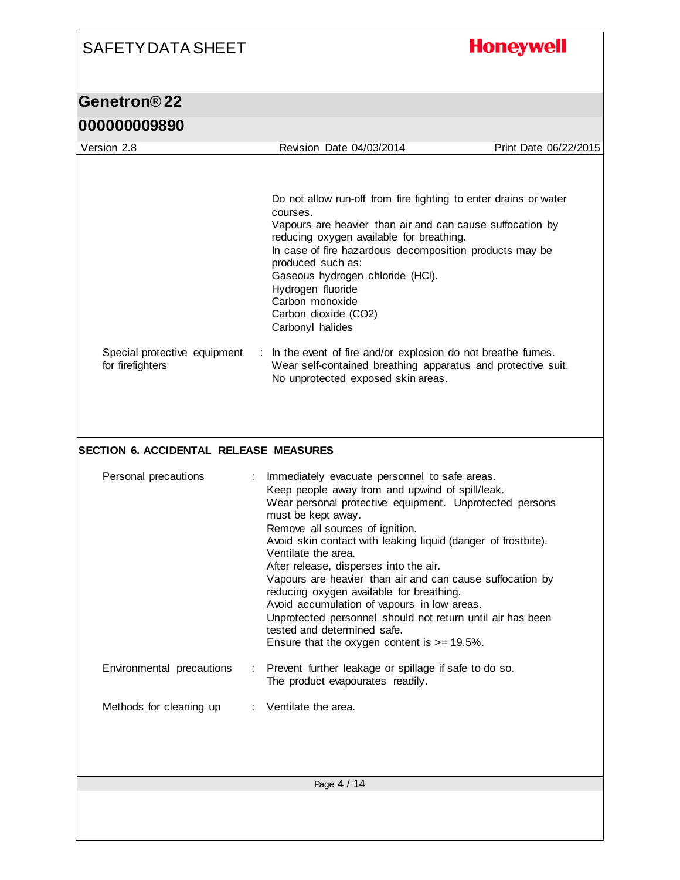Do not allow run-off from fire fighting to enter drains or water courses.
Vapours are heavier than air and can cause suffocation by reducing oxygen available for breathing.
In case of fire hazardous decomposition products may be produced such as:
Gaseous hydrogen chloride (HCl).
Hydrogen fluoride
Carbon monoxide
Carbon dioxide ($CO_2$)
Carbonyl halides

Special protective equipment for firefighters : In the event of fire and/or explosion do not breathe fumes.
Wear self-contained breathing apparatus and protective suit.
No unprotected exposed skin areas.

## SECTION 6. ACCIDENTAL RELEASE MEASURES

Personal precautions : Immediately evacuate personnel to safe areas.
Keep people away from and upwind of spill/leak.
Wear personal protective equipment. Unprotected persons must be kept away.
Remove all sources of ignition.
Avoid skin contact with leaking liquid (danger of frostbite).
Ventilate the area.
After release, disperses into the air.
Vapours are heavier than air and can cause suffocation by reducing oxygen available for breathing.
Avoid accumulation of vapours in low areas.
Unprotected personnel should not return until air has been tested and determined safe.
Ensure that the oxygen content is >= 19.5%.

Environmental precautions : Prevent further leakage or spillage if safe to do so.
The product evapourates readily.

Methods for cleaning up : Ventilate the area.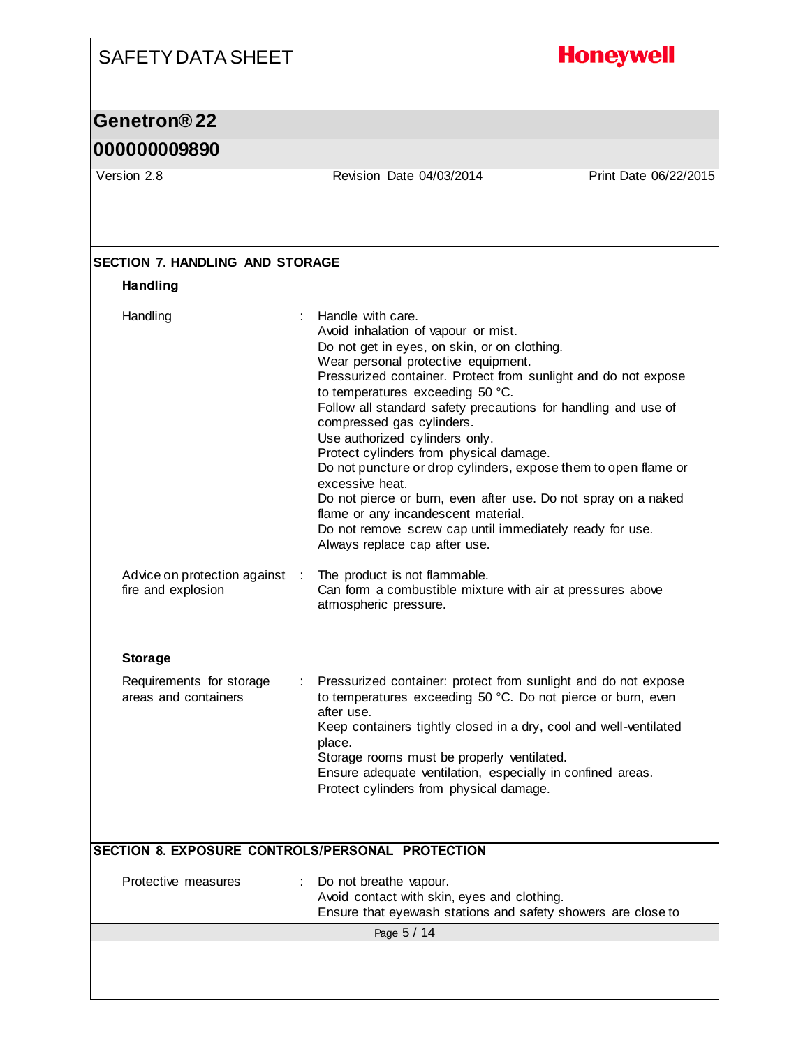## SECTION 7. HANDLING AND STORAGE

### Handling

| | |
|---|---|
| Handling | Handle with care.<br>Avoid inhalation of vapour or mist.<br>Do not get in eyes, on skin, or on clothing.<br>Wear personal protective equipment.<br>Pressurized container. Protect from sunlight and do not expose to temperatures exceeding 50 °C.<br>Follow all standard safety precautions for handling and use of compressed gas cylinders.<br>Use authorized cylinders only.<br>Protect cylinders from physical damage.<br>Do not puncture or drop cylinders, expose them to open flame or excessive heat.<br>Do not pierce or burn, even after use. Do not spray on a naked flame or any incandescent material.<br>Do not remove screw cap until immediately ready for use.<br>Always replace cap after use. |
| Advice on protection against fire and explosion | The product is not flammable.<br>Can form a combustible mixture with air at pressures above atmospheric pressure. |

### Storage

| | |
|---|---|
| Requirements for storage areas and containers | Pressurized container: protect from sunlight and do not expose to temperatures exceeding 50 °C. Do not pierce or burn, even after use.<br>Keep containers tightly closed in a dry, cool and well-ventilated place.<br>Storage rooms must be properly ventilated.<br>Ensure adequate ventilation, especially in confined areas.<br>Protect cylinders from physical damage. |

## SECTION 8. EXPOSURE CONTROLS/PERSONAL PROTECTION

| | |
|---|---|
| Protective measures | Do not breathe vapour.<br>Avoid contact with skin, eyes and clothing.<br>Ensure that eyewash stations and safety showers are close to |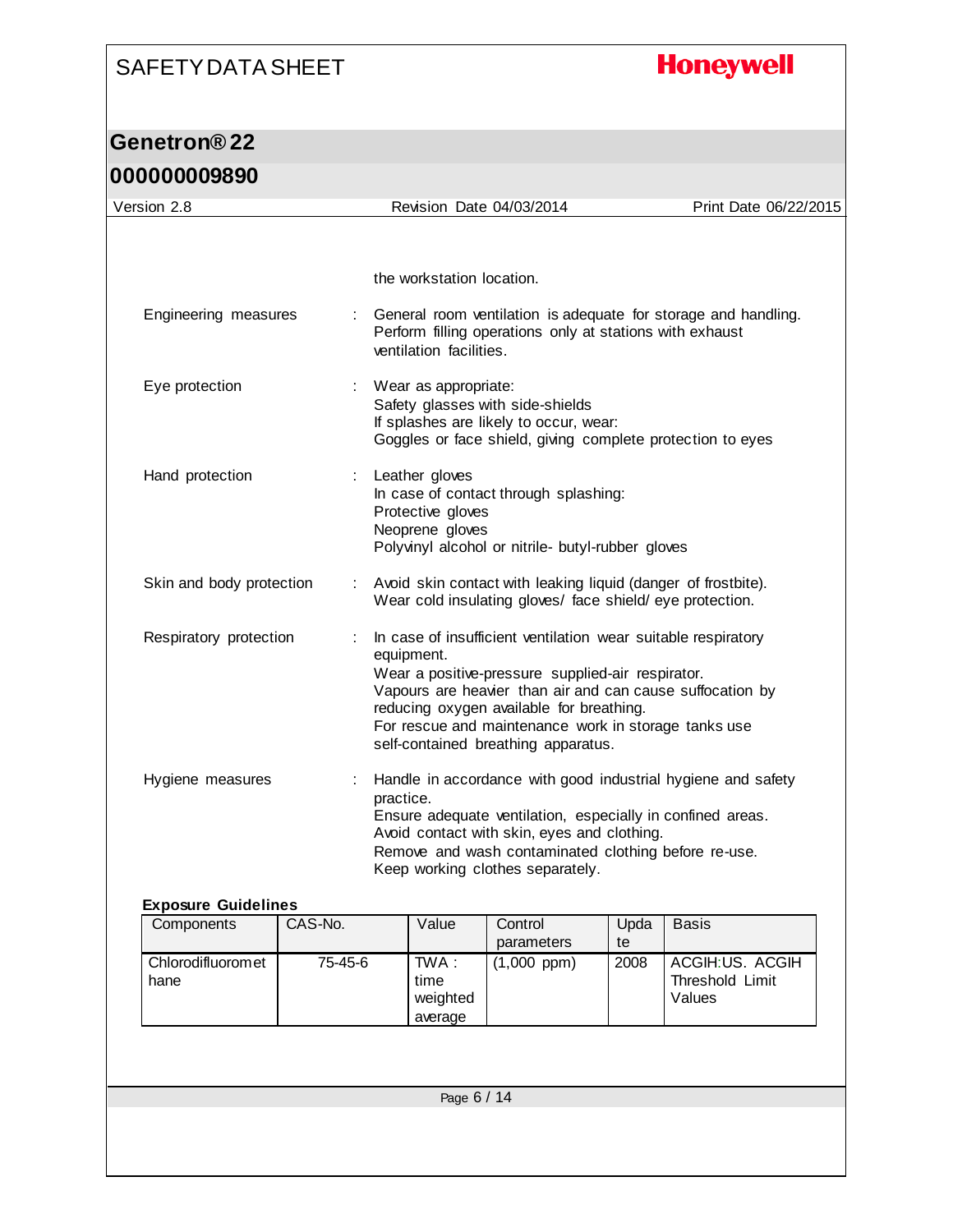the workstation location.

Engineering measures : General room ventilation is adequate for storage and handling. Perform filling operations only at stations with exhaust ventilation facilities.

Eye protection : Wear as appropriate:
Safety glasses with side-shields
If splashes are likely to occur, wear:
Goggles or face shield, giving complete protection to eyes

Hand protection : Leather gloves
In case of contact through splashing:
Protective gloves
Neoprene gloves
Polyvinyl alcohol or nitrile- butyl-rubber gloves

Skin and body protection : Avoid skin contact with leaking liquid (danger of frostbite).
Wear cold insulating gloves/ face shield/ eye protection.

Respiratory protection : In case of insufficient ventilation wear suitable respiratory equipment.
Wear a positive-pressure supplied-air respirator.
Vapours are heavier than air and can cause suffocation by reducing oxygen available for breathing.
For rescue and maintenance work in storage tanks use self-contained breathing apparatus.

Hygiene measures : Handle in accordance with good industrial hygiene and safety practice.
Ensure adequate ventilation, especially in confined areas.
Avoid contact with skin, eyes and clothing.
Remove and wash contaminated clothing before re-use.
Keep working clothes separately.

**Exposure Guidelines**

| Components | CAS-No. | Value | Control parameters | Update | Basis |
|---|---|---|---|---|---|
| Chlorodifluoromethane | 75-45-6 | TWA : time weighted average | (1,000 ppm) | 2008 | ACGIH:US. ACGIH Threshold Limit Values |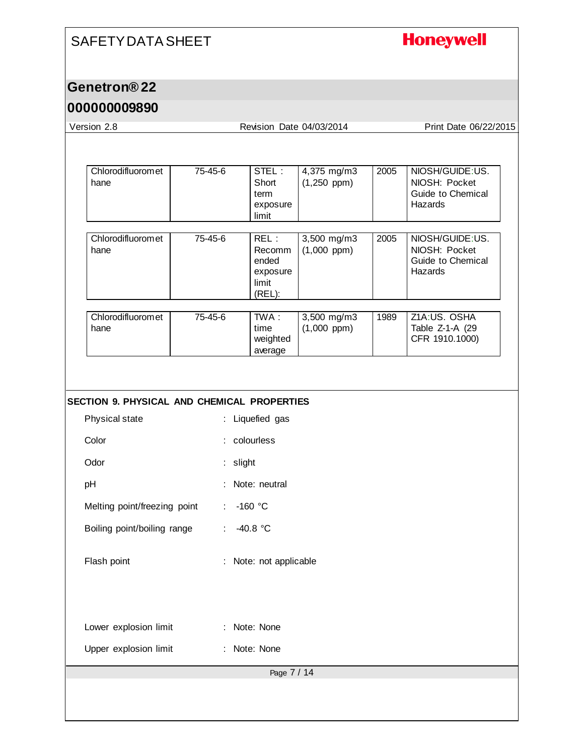| Chlorodifluoromethane | 75-45-6 | STEL : Short term exposure limit | 4,375 mg/m3 (1,250 ppm) | 2005 | NIOSH/GUIDE:US. NIOSH: Pocket Guide to Chemical Hazards |
|---|---|---|---|---|---|
| Chlorodifluoromethane | 75-45-6 | REL : Recommended exposure limit (REL): | 3,500 mg/m3 (1,000 ppm) | 2005 | NIOSH/GUIDE:US. NIOSH: Pocket Guide to Chemical Hazards |
| Chlorodifluoromethane | 75-45-6 | TWA : time weighted average | 3,500 mg/m3 (1,000 ppm) | 1989 | Z1A:US. OSHA Table Z-1-A (29 CFR 1910.1000) |

## SECTION 9. PHYSICAL AND CHEMICAL PROPERTIES

Physical state : Liquefied gas

Color : colourless

Odor : slight

pH : Note: neutral

Melting point/freezing point : -160 °C

Boiling point/boiling range : -40.8 °C

Flash point : Note: not applicable

Lower explosion limit : Note: None

Upper explosion limit : Note: None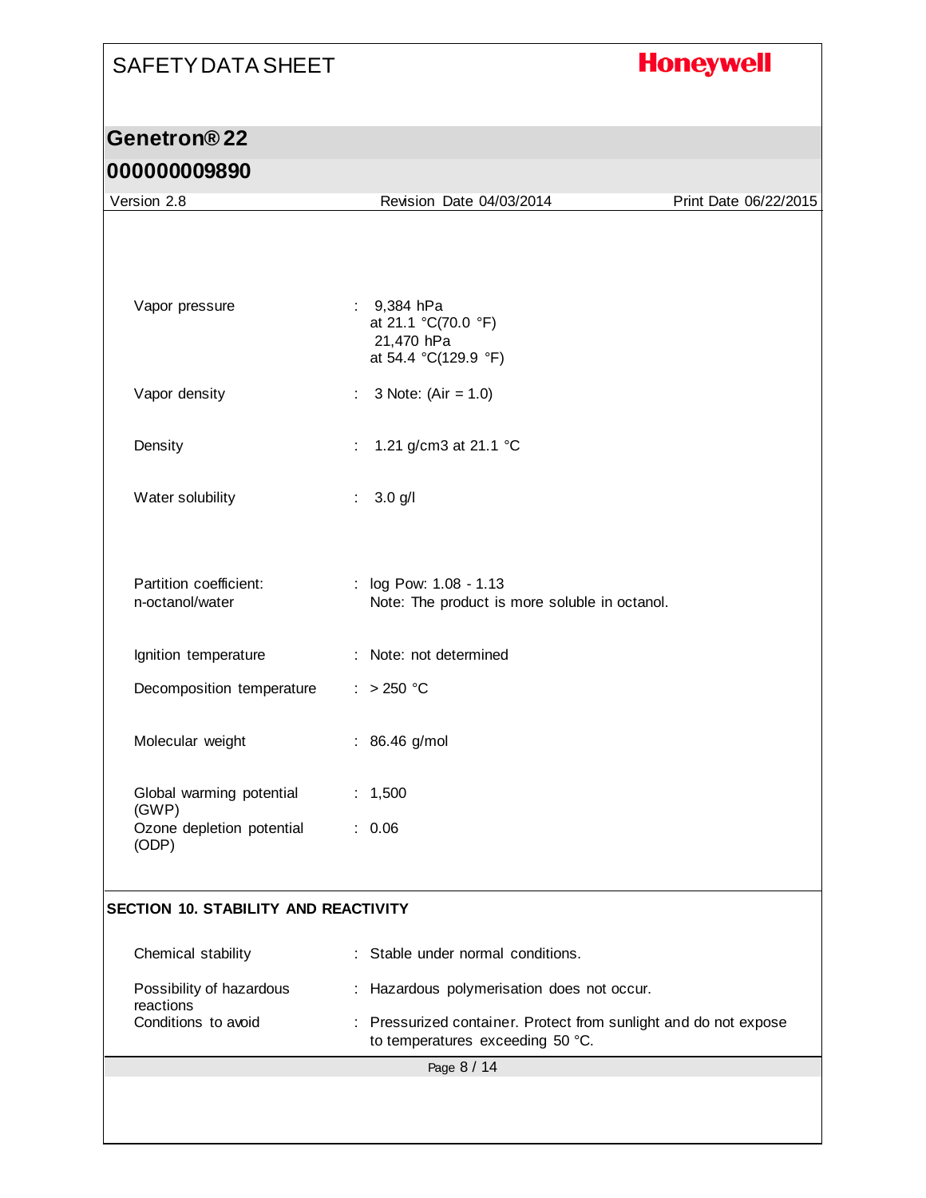| Property | Value |
|---|---|
| Vapor pressure | 9,384 hPa at 21.1 °C(70.0 °F)<br>21,470 hPa at 54.4 °C(129.9 °F) |
| Vapor density | 3 Note: (Air = 1.0) |
| Density | 1.21 g/cm3 at 21.1 °C |
| Water solubility | 3.0 g/l |
| Partition coefficient: n-octanol/water | log Pow: 1.08 - 1.13<br>Note: The product is more soluble in octanol. |
| Ignition temperature | Note: not determined |
| Decomposition temperature | > 250 °C |
| Molecular weight | 86.46 g/mol |
| Global warming potential (GWP) | 1,500 |
| Ozone depletion potential (ODP) | 0.06 |

## SECTION 10. STABILITY AND REACTIVITY

| Property | Value |
|---|---|
| Chemical stability | Stable under normal conditions. |
| Possibility of hazardous reactions | Hazardous polymerisation does not occur. |
| Conditions to avoid | Pressurized container. Protect from sunlight and do not expose to temperatures exceeding 50 °C. |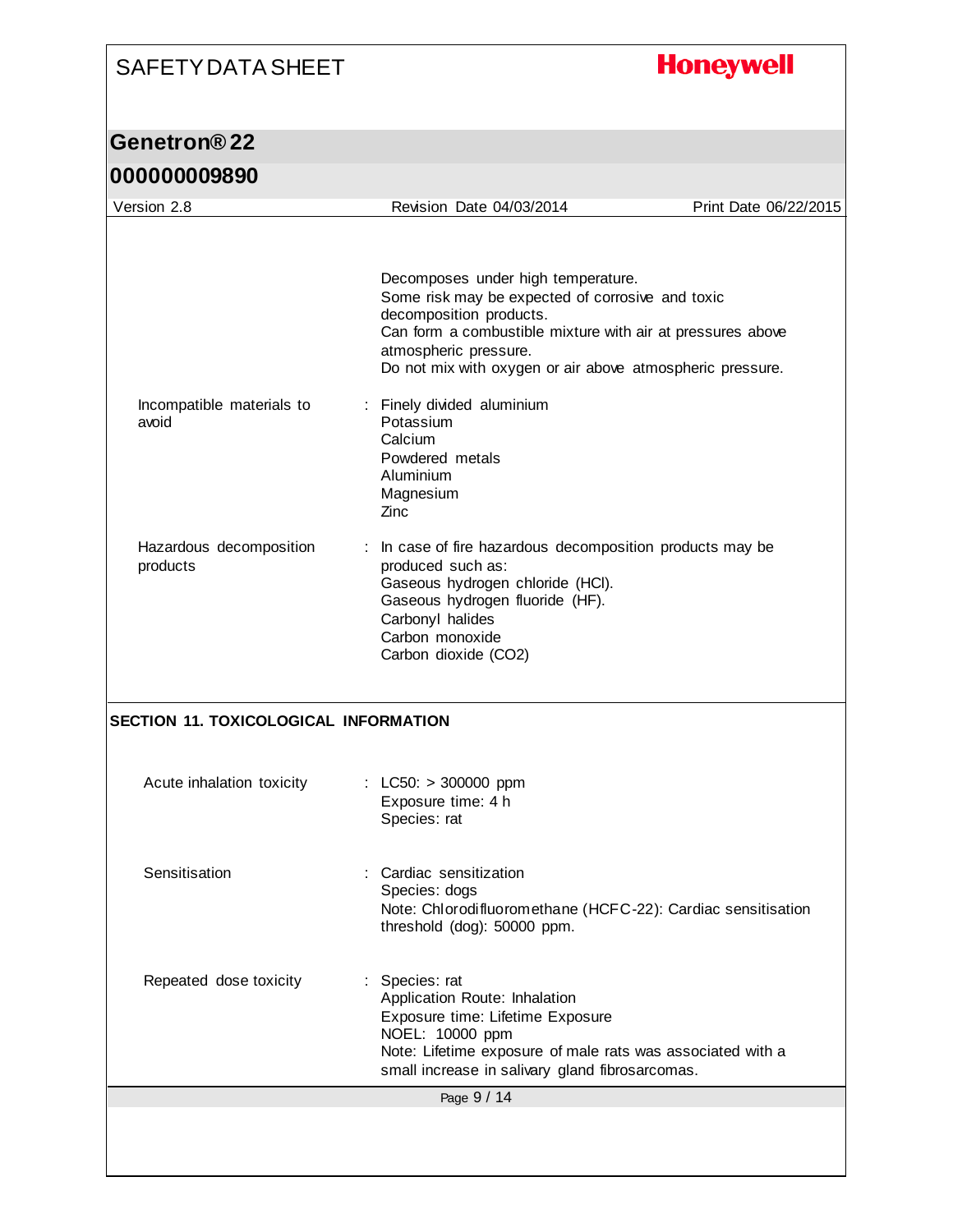Decomposes under high temperature.
Some risk may be expected of corrosive and toxic decomposition products.
Can form a combustible mixture with air at pressures above atmospheric pressure.
Do not mix with oxygen or air above atmospheric pressure.

| | | |
|---|---|---|
| Incompatible materials to avoid | : | Finely divided aluminium<br>Potassium<br>Calcium<br>Powdered metals<br>Aluminium<br>Magnesium<br>Zinc |
| Hazardous decomposition products | : | In case of fire hazardous decomposition products may be produced such as:<br>Gaseous hydrogen chloride (HCl).<br>Gaseous hydrogen fluoride (HF).<br>Carbonyl halides<br>Carbon monoxide<br>Carbon dioxide ($CO_2$) |

## SECTION 11. TOXICOLOGICAL INFORMATION

| | | |
|---|---|---|
| Acute inhalation toxicity | : | LC50: > 300000 ppm<br>Exposure time: 4 h<br>Species: rat |
| Sensitisation | : | Cardiac sensitization<br>Species: dogs<br>Note: Chlorodifluoromethane (HCFC-22): Cardiac sensitisation threshold (dog): 50000 ppm. |
| Repeated dose toxicity | : | Species: rat<br>Application Route: Inhalation<br>Exposure time: Lifetime Exposure<br>NOEL: 10000 ppm<br>Note: Lifetime exposure of male rats was associated with a small increase in salivary gland fibrosarcomas. |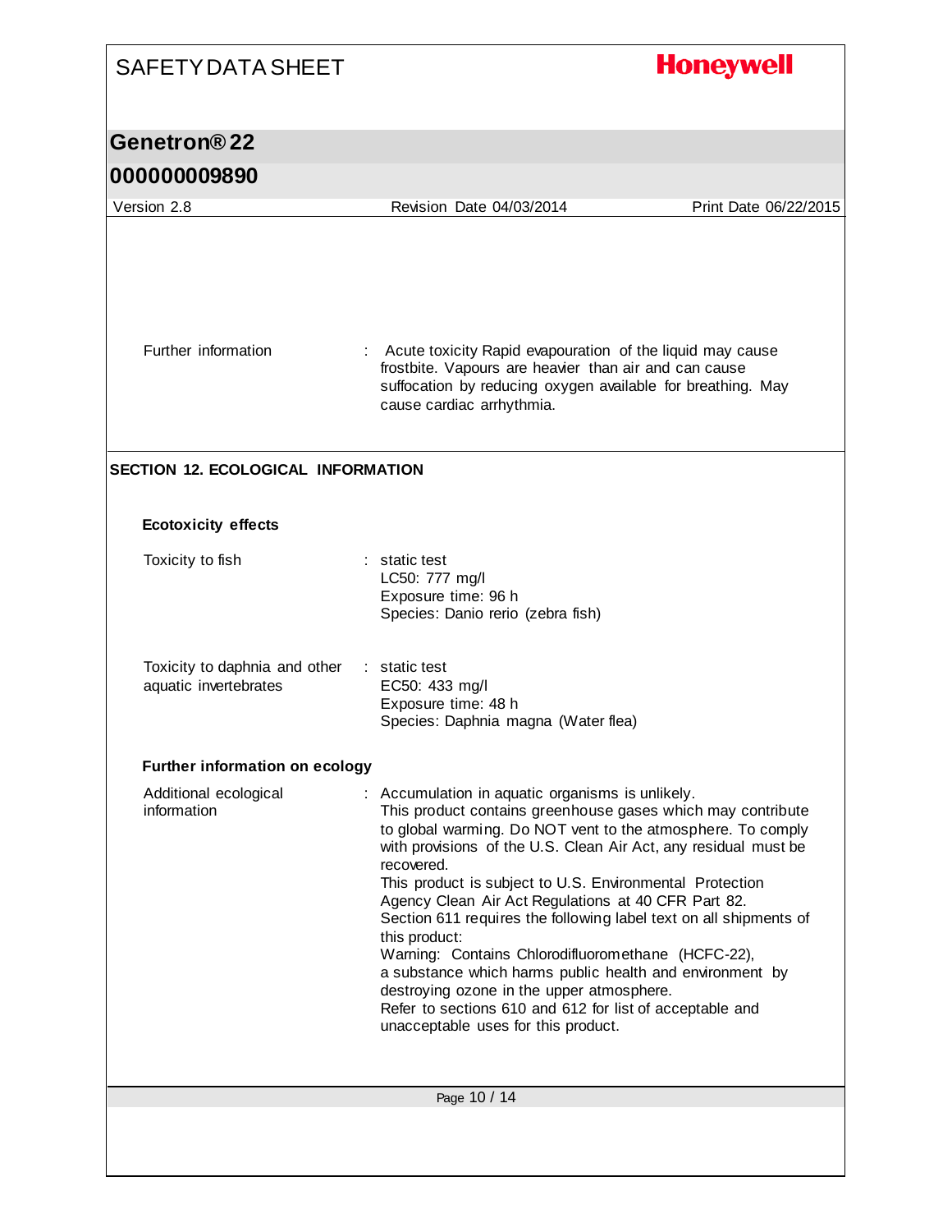Further information : Acute toxicity Rapid evapouration of the liquid may cause frostbite. Vapours are heavier than air and can cause suffocation by reducing oxygen available for breathing. May cause cardiac arrhythmia.

## SECTION 12. ECOLOGICAL INFORMATION

### Ecotoxicity effects

| | |
|---|---|
| Toxicity to fish | : static test<br>LC50: 777 mg/l<br>Exposure time: 96 h<br>Species: Danio rerio (zebra fish) |
| Toxicity to daphnia and other aquatic invertebrates | : static test<br>EC50: 433 mg/l<br>Exposure time: 48 h<br>Species: Daphnia magna (Water flea) |

### Further information on ecology

Additional ecological information : Accumulation in aquatic organisms is unlikely.
This product contains greenhouse gases which may contribute to global warming. Do NOT vent to the atmosphere. To comply with provisions of the U.S. Clean Air Act, any residual must be recovered.
This product is subject to U.S. Environmental Protection Agency Clean Air Act Regulations at 40 CFR Part 82.
Section 611 requires the following label text on all shipments of this product:
Warning: Contains Chlorodifluoromethane (HCFC-22), a substance which harms public health and environment by destroying ozone in the upper atmosphere.
Refer to sections 610 and 612 for list of acceptable and unacceptable uses for this product.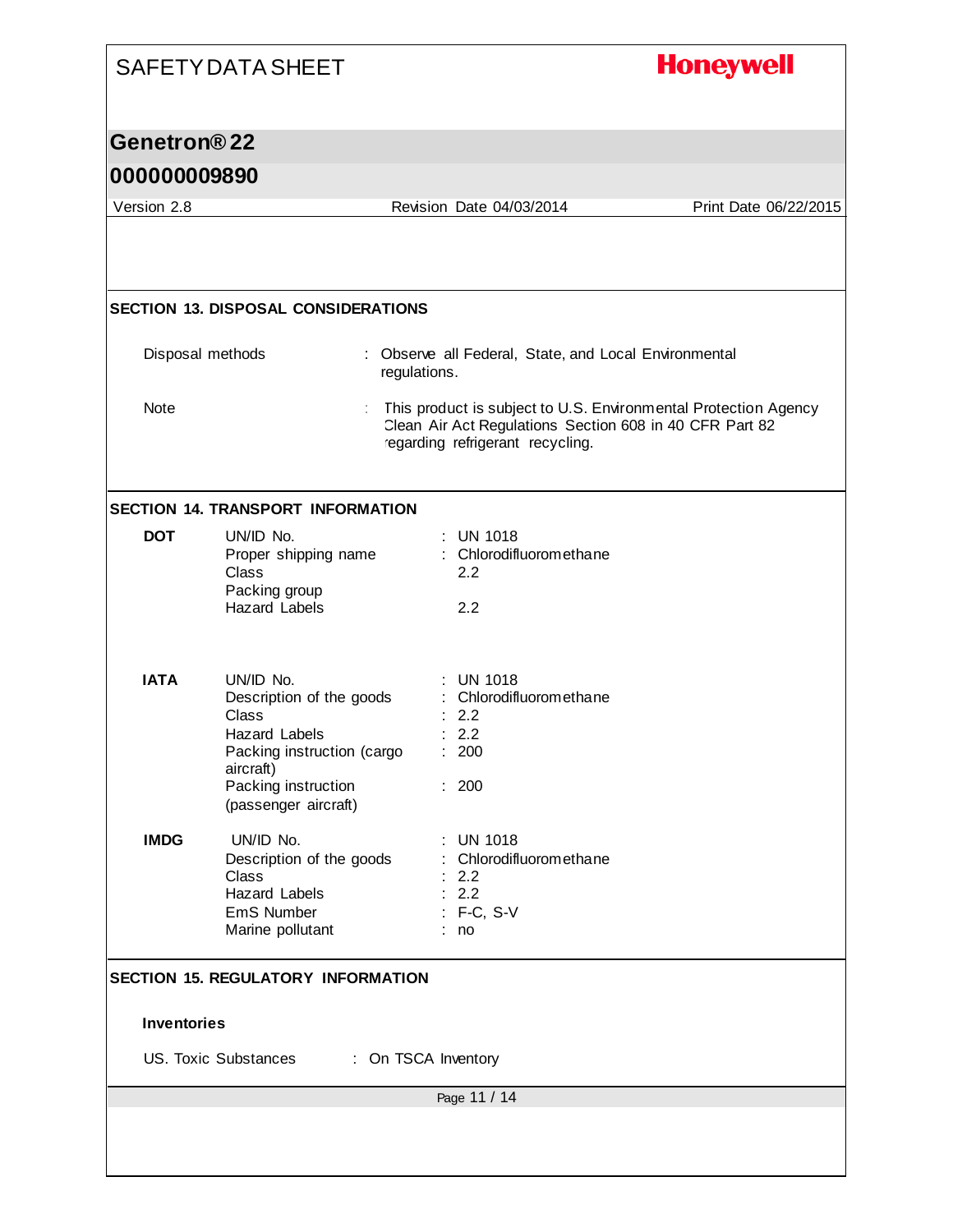## SECTION 13. DISPOSAL CONSIDERATIONS

| | |
|---|---|
| Disposal methods | : Observe all Federal, State, and Local Environmental regulations. |
| Note | : This product is subject to U.S. Environmental Protection Agency Clean Air Act Regulations Section 608 in 40 CFR Part 82 regarding refrigerant recycling. |

## SECTION 14. TRANSPORT INFORMATION

**DOT**

| | |
|---|---|
| UN/ID No. | : UN 1018 |
| Proper shipping name | : Chlorodifluoromethane |
| Class | 2.2 |
| Packing group | |
| Hazard Labels | 2.2 |

**IATA**

| | |
|---|---|
| UN/ID No. | : UN 1018 |
| Description of the goods | : Chlorodifluoromethane |
| Class | : 2.2 |
| Hazard Labels | : 2.2 |
| Packing instruction (cargo aircraft) | : 200 |
| Packing instruction (passenger aircraft) | : 200 |

**IMDG**

| | |
|---|---|
| UN/ID No. | : UN 1018 |
| Description of the goods | : Chlorodifluoromethane |
| Class | : 2.2 |
| Hazard Labels | : 2.2 |
| EmS Number | : F-C, S-V |
| Marine pollutant | : no |

## SECTION 15. REGULATORY INFORMATION

**Inventories**

US. Toxic Substances : On TSCA Inventory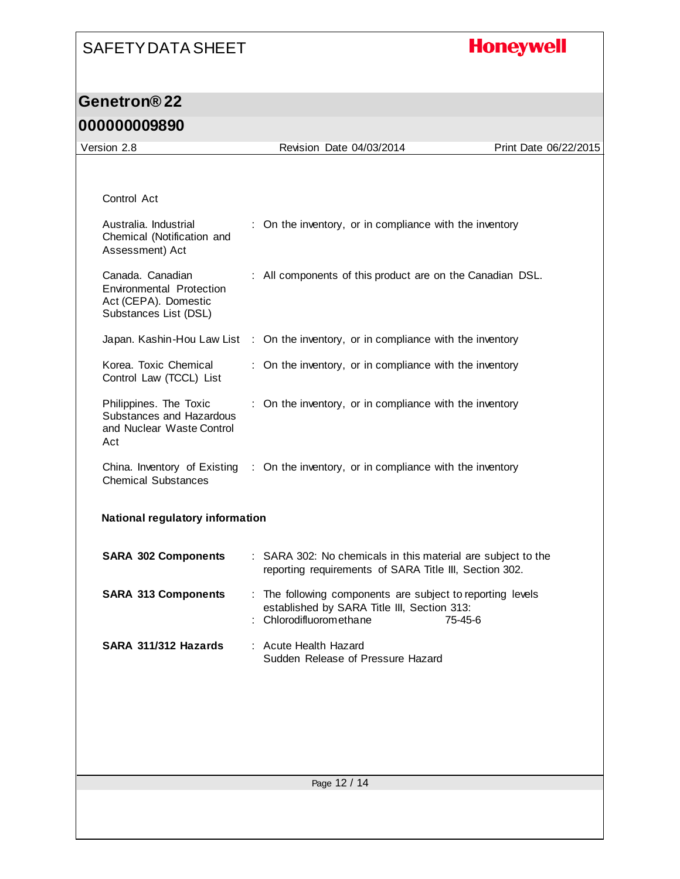Control Act

| | |
|---|---|
| Australia. Industrial Chemical (Notification and Assessment) Act | : On the inventory, or in compliance with the inventory |
| Canada. Canadian Environmental Protection Act (CEPA). Domestic Substances List (DSL) | : All components of this product are on the Canadian DSL. |
| Japan. Kashin-Hou Law List | : On the inventory, or in compliance with the inventory |
| Korea. Toxic Chemical Control Law (TCCL) List | : On the inventory, or in compliance with the inventory |
| Philippines. The Toxic Substances and Hazardous and Nuclear Waste Control Act | : On the inventory, or in compliance with the inventory |
| China. Inventory of Existing Chemical Substances | : On the inventory, or in compliance with the inventory |

**National regulatory information**

| | |
|---|---|
| **SARA 302 Components** | : SARA 302: No chemicals in this material are subject to the reporting requirements of SARA Title III, Section 302. |
| **SARA 313 Components** | : The following components are subject to reporting levels established by SARA Title III, Section 313:<br>: Chlorodifluoromethane 75-45-6 |
| **SARA 311/312 Hazards** | : Acute Health Hazard<br>Sudden Release of Pressure Hazard |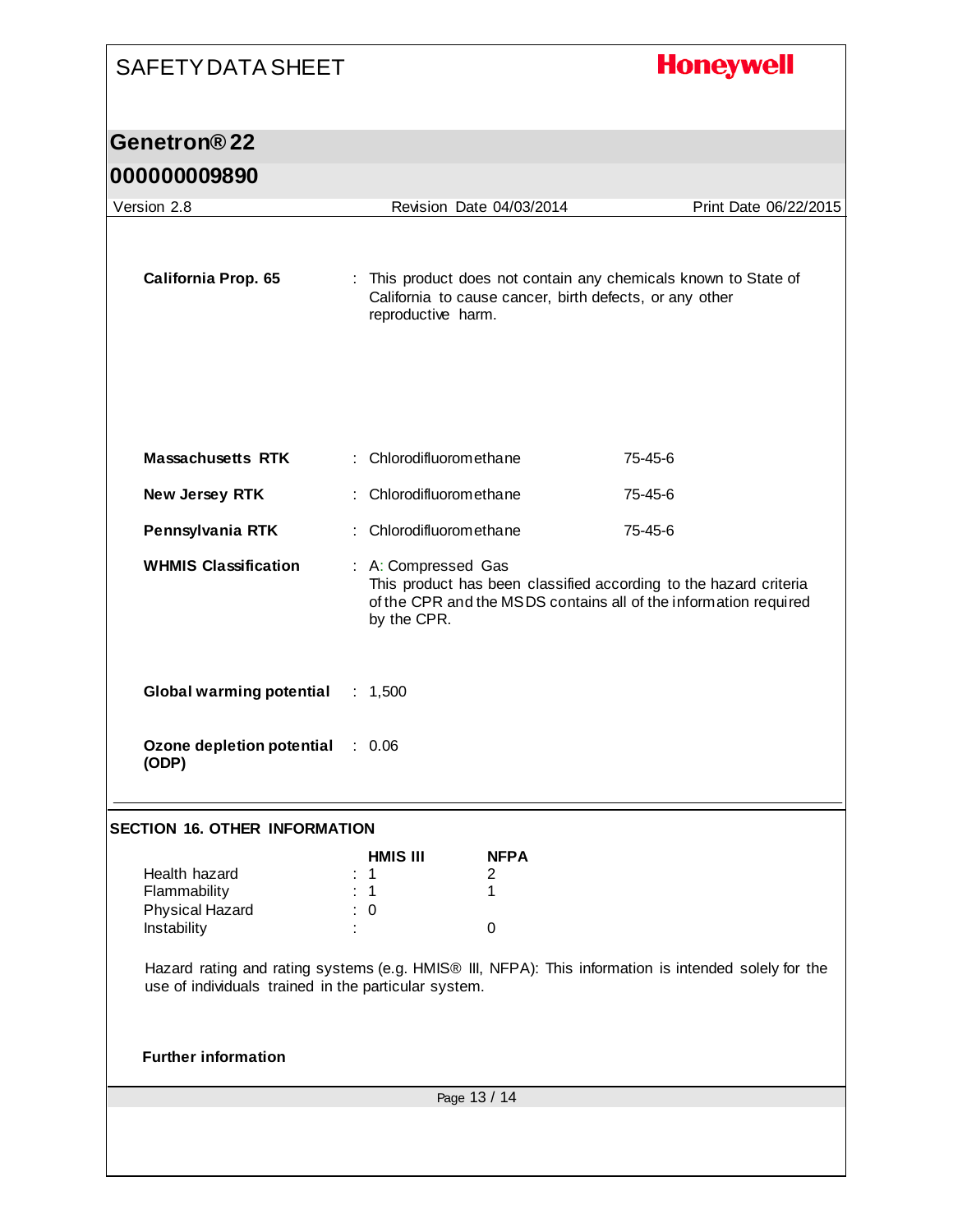| | | |
|---|---|---|
| **California Prop. 65** | : This product does not contain any chemicals known to State of California to cause cancer, birth defects, or any other reproductive harm. | |
| **Massachusetts RTK** | : Chlorodifluoromethane | 75-45-6 |
| **New Jersey RTK** | : Chlorodifluoromethane | 75-45-6 |
| **Pennsylvania RTK** | : Chlorodifluoromethane | 75-45-6 |
| **WHMIS Classification** | : A: Compressed Gas<br>This product has been classified according to the hazard criteria of the CPR and the MSDS contains all of the information required by the CPR. | |
| **Global warming potential** | : 1,500 | |
| **Ozone depletion potential (ODP)** | : 0.06 | |

## SECTION 16. OTHER INFORMATION

| | HMIS III | NFPA |
|---|---|---|
| Health hazard | : 1 | 2 |
| Flammability | : 1 | 1 |
| Physical Hazard | : 0 | |
| Instability | : | 0 |

Hazard rating and rating systems (e.g. HMIS® III, NFPA): This information is intended solely for the use of individuals trained in the particular system.

**Further information**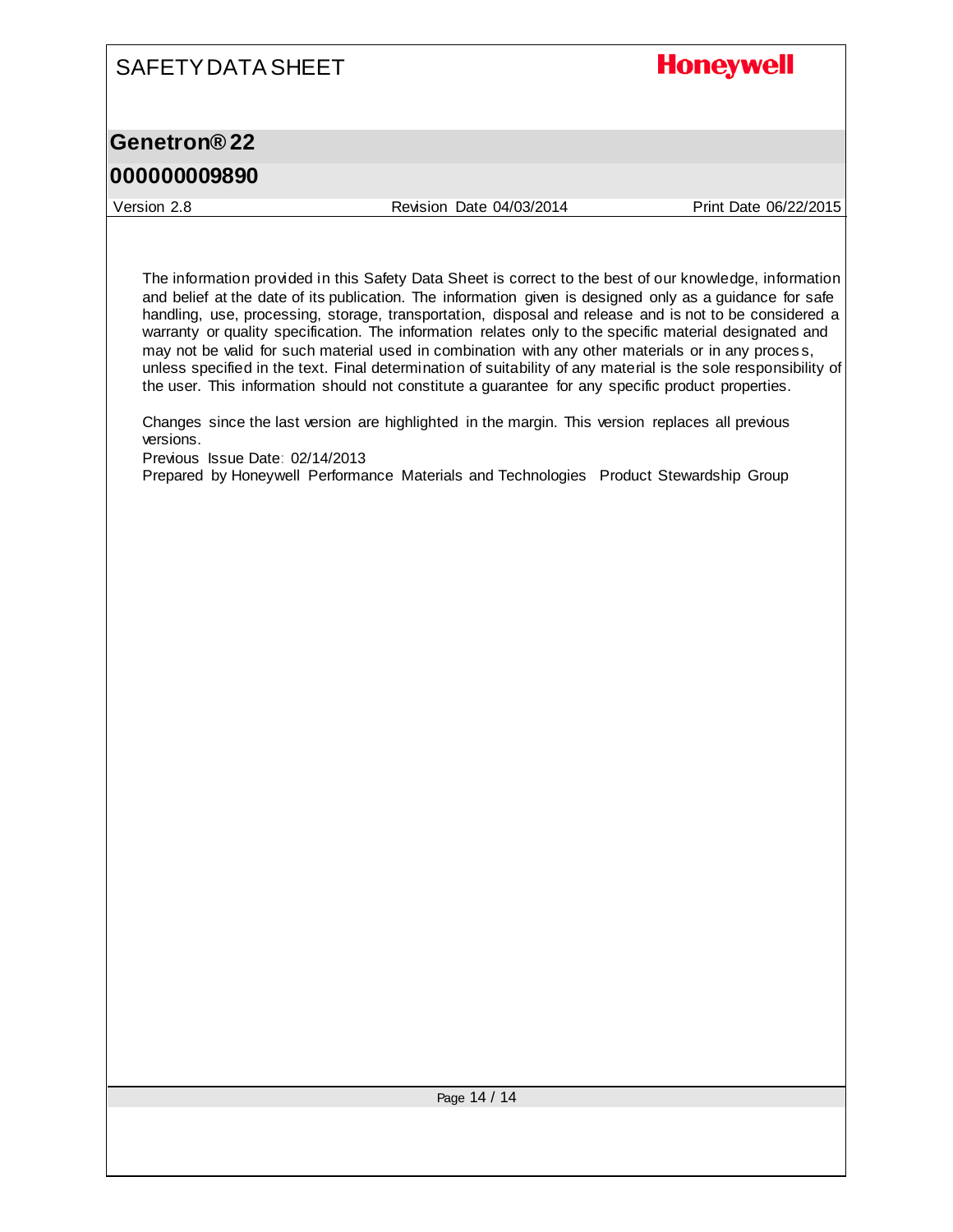The information provided in this Safety Data Sheet is correct to the best of our knowledge, information and belief at the date of its publication. The information given is designed only as a guidance for safe handling, use, processing, storage, transportation, disposal and release and is not to be considered a warranty or quality specification. The information relates only to the specific material designated and may not be valid for such material used in combination with any other materials or in any process, unless specified in the text. Final determination of suitability of any material is the sole responsibility of the user. This information should not constitute a guarantee for any specific product properties.

Changes since the last version are highlighted in the margin. This version replaces all previous versions.
Previous Issue Date: 02/14/2013
Prepared by Honeywell Performance Materials and Technologies Product Stewardship Group